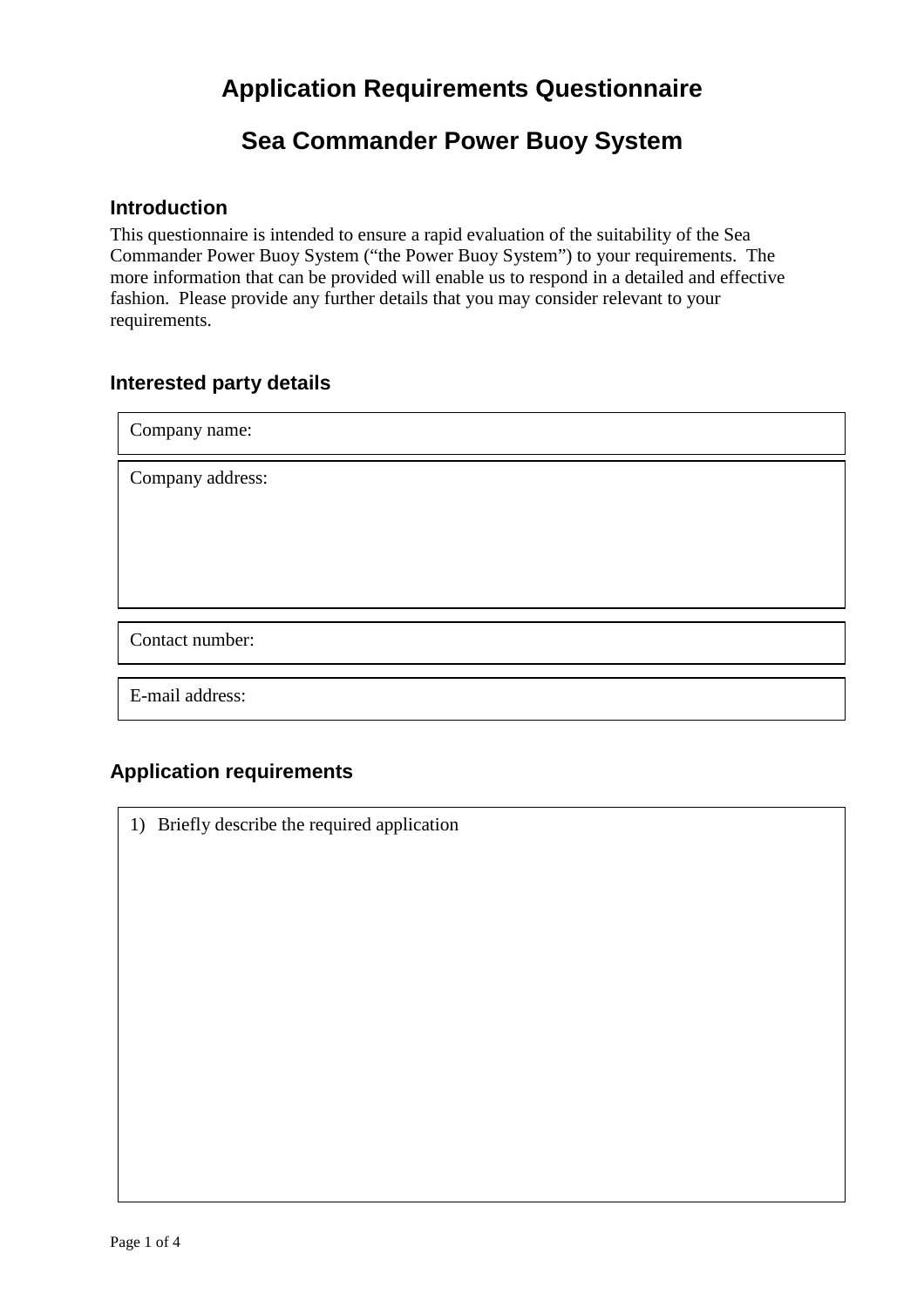# Application Requirements Questionnaire

# Sea Commander Power Buoy System

## Introduction

This questionnaire is intended to ensure a rapid evaluation of the suitability of the Sea Commander Power Buoy System ("the Power Buoy System") to your requirements. The more information that can be provided will enable us to respond in a detailed and effective fashion. Please provide any further details that you may consider relevant to your requirements.

## Interested party details

| Company name: |
|---|

| Company address: |
|---|
| |

| Contact number: |
|---|

| E-mail address: |
|---|

## Application requirements

| 1) Briefly describe the required application |
|---|
| |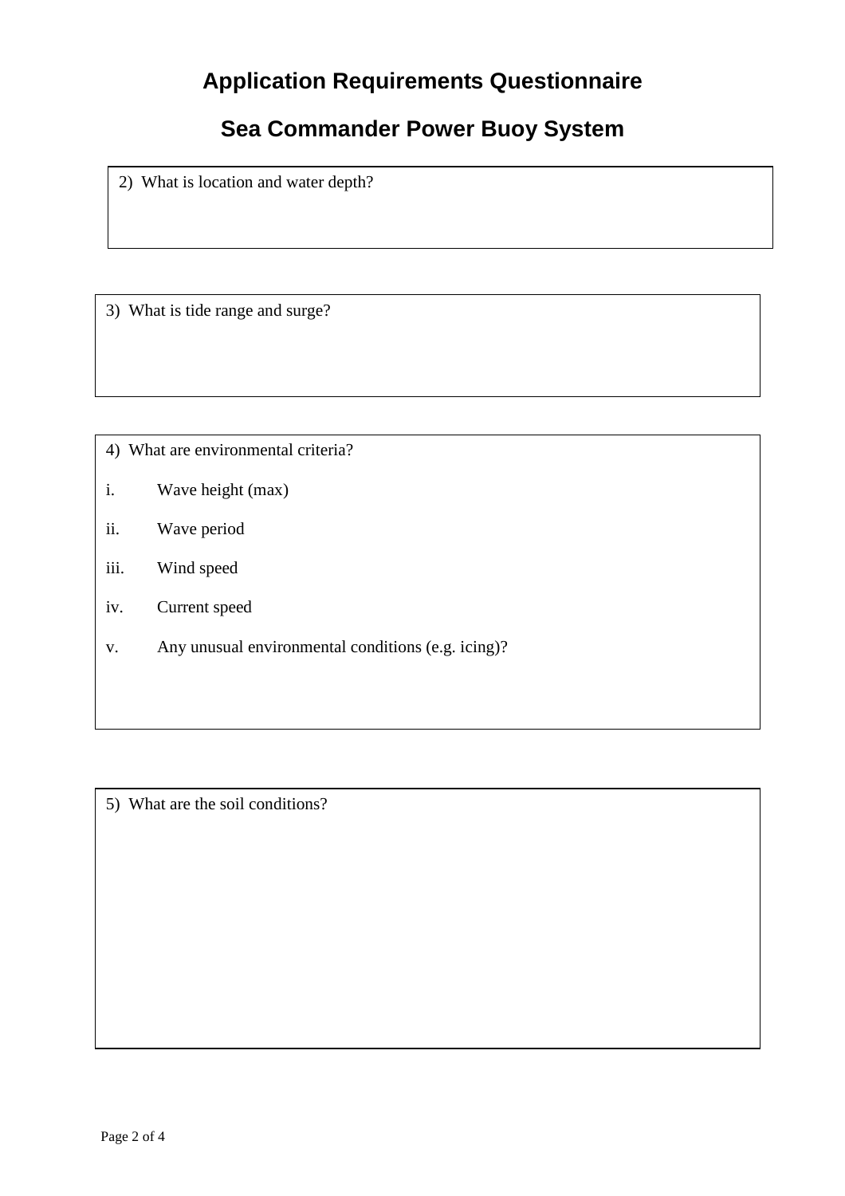# Application Requirements Questionnaire

## Sea Commander Power Buoy System

2) What is location and water depth?

3) What is tide range and surge?

4) What are environmental criteria?

i. Wave height (max)

ii. Wave period

iii. Wind speed

iv. Current speed

v. Any unusual environmental conditions (e.g. icing)?

5) What are the soil conditions?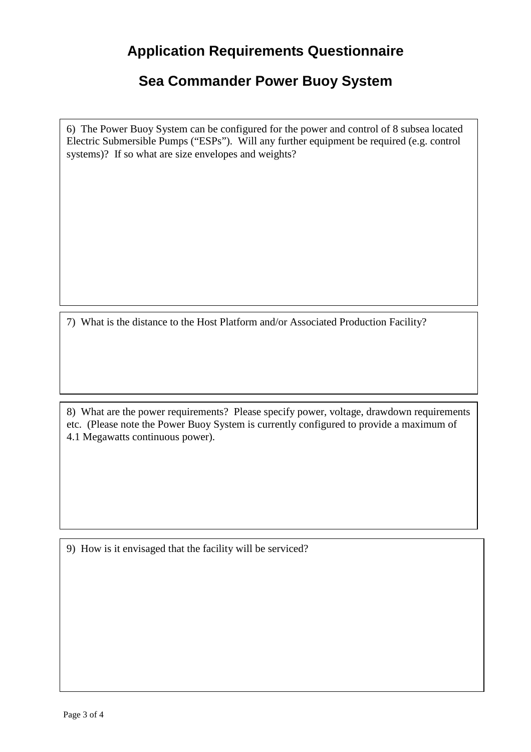# Application Requirements Questionnaire

## Sea Commander Power Buoy System

6) The Power Buoy System can be configured for the power and control of 8 subsea located Electric Submersible Pumps ("ESPs"). Will any further equipment be required (e.g. control systems)? If so what are size envelopes and weights?

7) What is the distance to the Host Platform and/or Associated Production Facility?

8) What are the power requirements? Please specify power, voltage, drawdown requirements etc. (Please note the Power Buoy System is currently configured to provide a maximum of 4.1 Megawatts continuous power).

9) How is it envisaged that the facility will be serviced?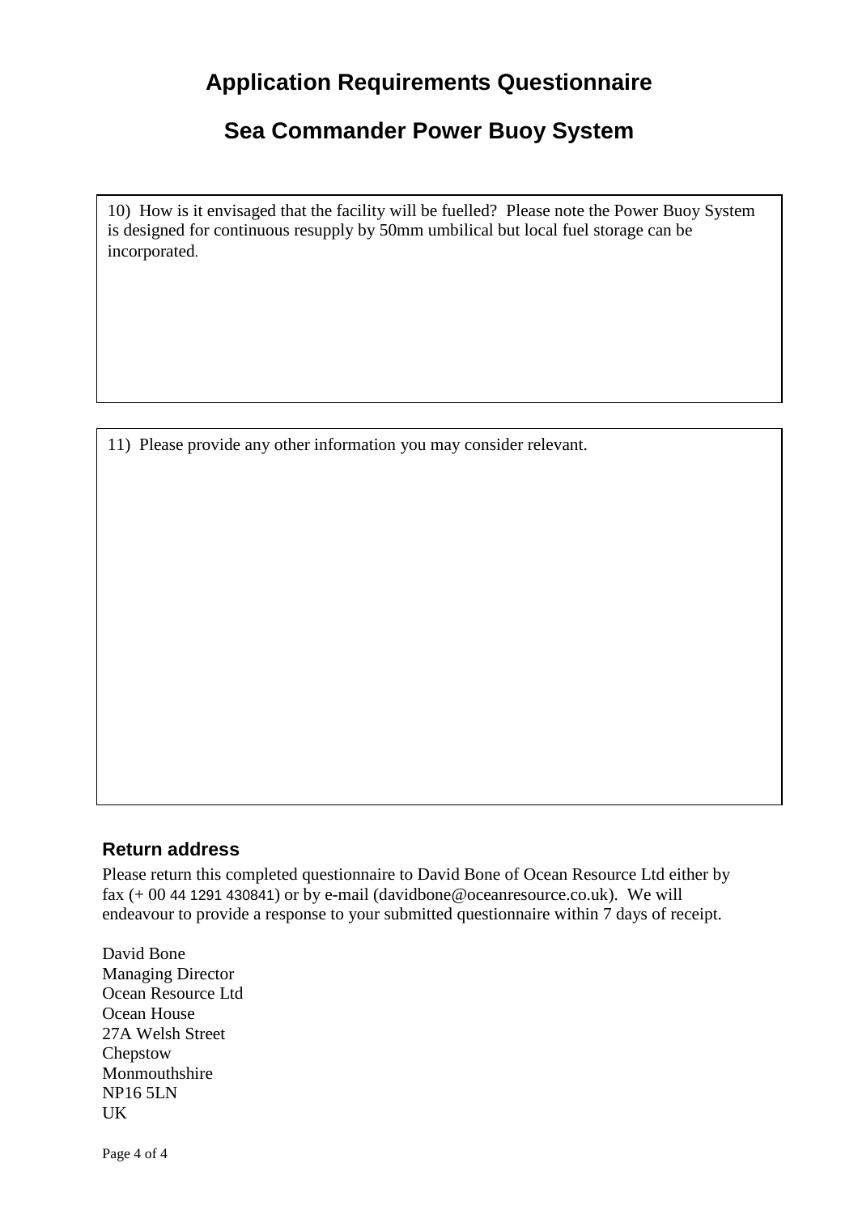# Application Requirements Questionnaire

# Sea Commander Power Buoy System

10) How is it envisaged that the facility will be fuelled? Please note the Power Buoy System is designed for continuous resupply by 50mm umbilical but local fuel storage can be incorporated.

11) Please provide any other information you may consider relevant.

## Return address

Please return this completed questionnaire to David Bone of Ocean Resource Ltd either by fax (+ 00 44 1291 430841) or by e-mail (davidbone@oceanresource.co.uk). We will endeavour to provide a response to your submitted questionnaire within 7 days of receipt.

David Bone
Managing Director
Ocean Resource Ltd
Ocean House
27A Welsh Street
Chepstow
Monmouthshire
NP16 5LN
UK